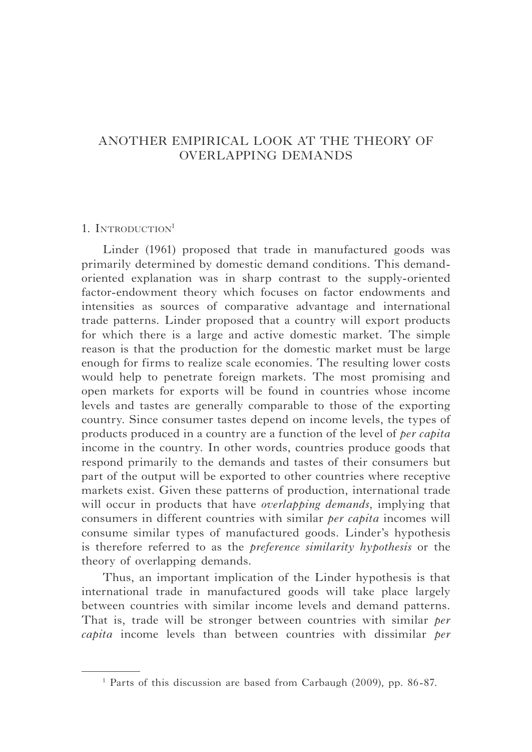# ANOTHER EMPIRICAL LOOK AT THE THEORY OF OVERLAPPING DEMANDS

## 1. Introduction[1]

Linder (1961) proposed that trade in manufactured goods was primarily determined by domestic demand conditions. This demand-oriented explanation was in sharp contrast to the supply-oriented factor-endowment theory which focuses on factor endowments and intensities as sources of comparative advantage and international trade patterns. Linder proposed that a country will export products for which there is a large and active domestic market. The simple reason is that the production for the domestic market must be large enough for firms to realize scale economies. The resulting lower costs would help to penetrate foreign markets. The most promising and open markets for exports will be found in countries whose income levels and tastes are generally comparable to those of the exporting country. Since consumer tastes depend on income levels, the types of products produced in a country are a function of the level of *per capita* income in the country. In other words, countries produce goods that respond primarily to the demands and tastes of their consumers but part of the output will be exported to other countries where receptive markets exist. Given these patterns of production, international trade will occur in products that have *overlapping demands*, implying that consumers in different countries with similar *per capita* incomes will consume similar types of manufactured goods. Linder's hypothesis is therefore referred to as the *preference similarity hypothesis* or the theory of overlapping demands.

Thus, an important implication of the Linder hypothesis is that international trade in manufactured goods will take place largely between countries with similar income levels and demand patterns. That is, trade will be stronger between countries with similar *per capita* income levels than between countries with dissimilar *per*

[1] Parts of this discussion are based from Carbaugh (2009), pp. 86-87.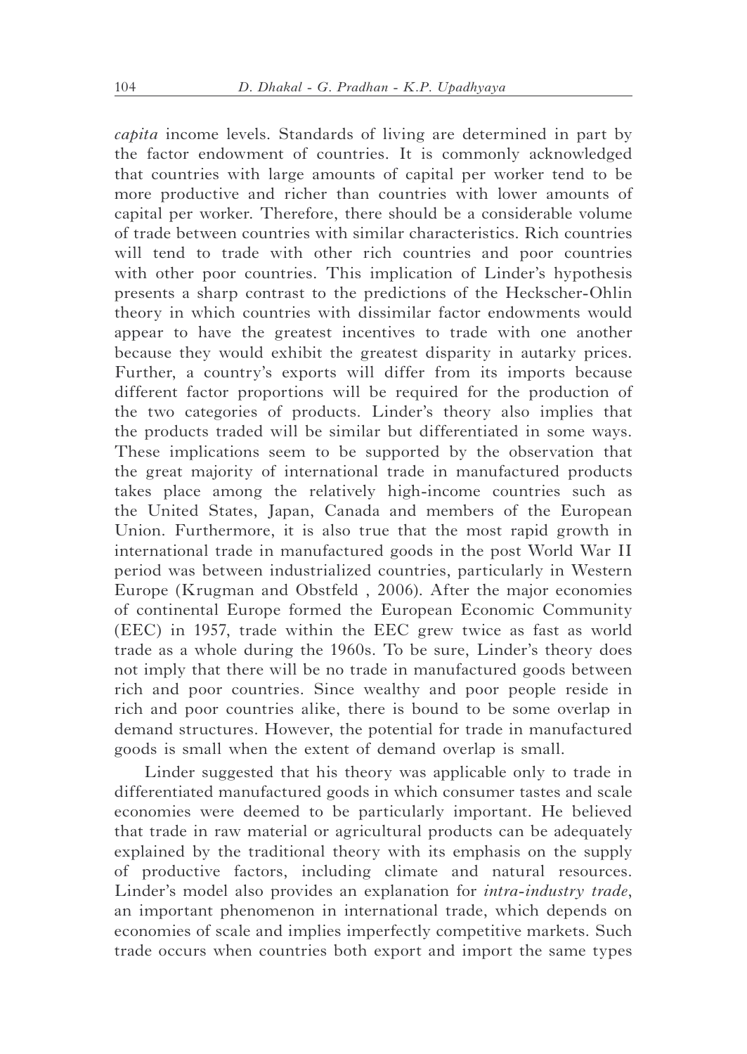*capita* income levels. Standards of living are determined in part by the factor endowment of countries. It is commonly acknowledged that countries with large amounts of capital per worker tend to be more productive and richer than countries with lower amounts of capital per worker. Therefore, there should be a considerable volume of trade between countries with similar characteristics. Rich countries will tend to trade with other rich countries and poor countries with other poor countries. This implication of Linder's hypothesis presents a sharp contrast to the predictions of the Heckscher-Ohlin theory in which countries with dissimilar factor endowments would appear to have the greatest incentives to trade with one another because they would exhibit the greatest disparity in autarky prices. Further, a country's exports will differ from its imports because different factor proportions will be required for the production of the two categories of products. Linder's theory also implies that the products traded will be similar but differentiated in some ways. These implications seem to be supported by the observation that the great majority of international trade in manufactured products takes place among the relatively high-income countries such as the United States, Japan, Canada and members of the European Union. Furthermore, it is also true that the most rapid growth in international trade in manufactured goods in the post World War II period was between industrialized countries, particularly in Western Europe (Krugman and Obstfeld , 2006). After the major economies of continental Europe formed the European Economic Community (EEC) in 1957, trade within the EEC grew twice as fast as world trade as a whole during the 1960s. To be sure, Linder's theory does not imply that there will be no trade in manufactured goods between rich and poor countries. Since wealthy and poor people reside in rich and poor countries alike, there is bound to be some overlap in demand structures. However, the potential for trade in manufactured goods is small when the extent of demand overlap is small.

Linder suggested that his theory was applicable only to trade in differentiated manufactured goods in which consumer tastes and scale economies were deemed to be particularly important. He believed that trade in raw material or agricultural products can be adequately explained by the traditional theory with its emphasis on the supply of productive factors, including climate and natural resources. Linder's model also provides an explanation for *intra-industry trade*, an important phenomenon in international trade, which depends on economies of scale and implies imperfectly competitive markets. Such trade occurs when countries both export and import the same types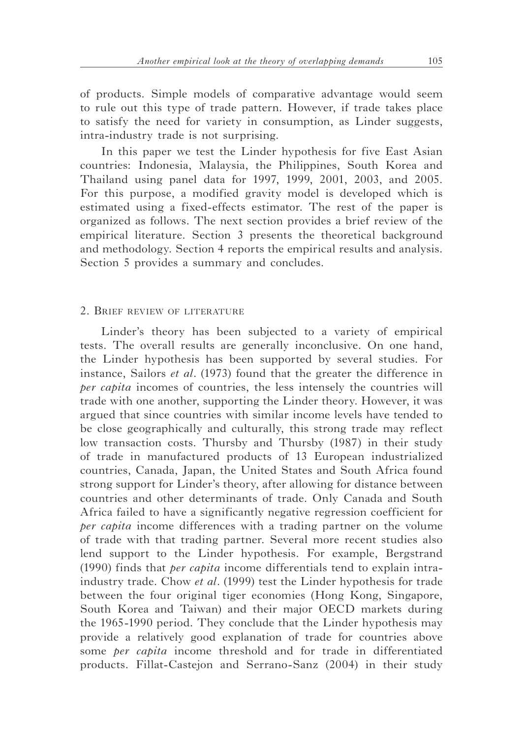of products. Simple models of comparative advantage would seem to rule out this type of trade pattern. However, if trade takes place to satisfy the need for variety in consumption, as Linder suggests, intra-industry trade is not surprising.

In this paper we test the Linder hypothesis for five East Asian countries: Indonesia, Malaysia, the Philippines, South Korea and Thailand using panel data for 1997, 1999, 2001, 2003, and 2005. For this purpose, a modified gravity model is developed which is estimated using a fixed-effects estimator. The rest of the paper is organized as follows. The next section provides a brief review of the empirical literature. Section 3 presents the theoretical background and methodology. Section 4 reports the empirical results and analysis. Section 5 provides a summary and concludes.

## 2. Brief review of literature

Linder's theory has been subjected to a variety of empirical tests. The overall results are generally inconclusive. On one hand, the Linder hypothesis has been supported by several studies. For instance, Sailors *et al*. (1973) found that the greater the difference in *per capita* incomes of countries, the less intensely the countries will trade with one another, supporting the Linder theory. However, it was argued that since countries with similar income levels have tended to be close geographically and culturally, this strong trade may reflect low transaction costs. Thursby and Thursby (1987) in their study of trade in manufactured products of 13 European industrialized countries, Canada, Japan, the United States and South Africa found strong support for Linder's theory, after allowing for distance between countries and other determinants of trade. Only Canada and South Africa failed to have a significantly negative regression coefficient for *per capita* income differences with a trading partner on the volume of trade with that trading partner. Several more recent studies also lend support to the Linder hypothesis. For example, Bergstrand (1990) finds that *per capita* income differentials tend to explain intra-industry trade. Chow *et al*. (1999) test the Linder hypothesis for trade between the four original tiger economies (Hong Kong, Singapore, South Korea and Taiwan) and their major OECD markets during the 1965-1990 period. They conclude that the Linder hypothesis may provide a relatively good explanation of trade for countries above some *per capita* income threshold and for trade in differentiated products. Fillat-Castejon and Serrano-Sanz (2004) in their study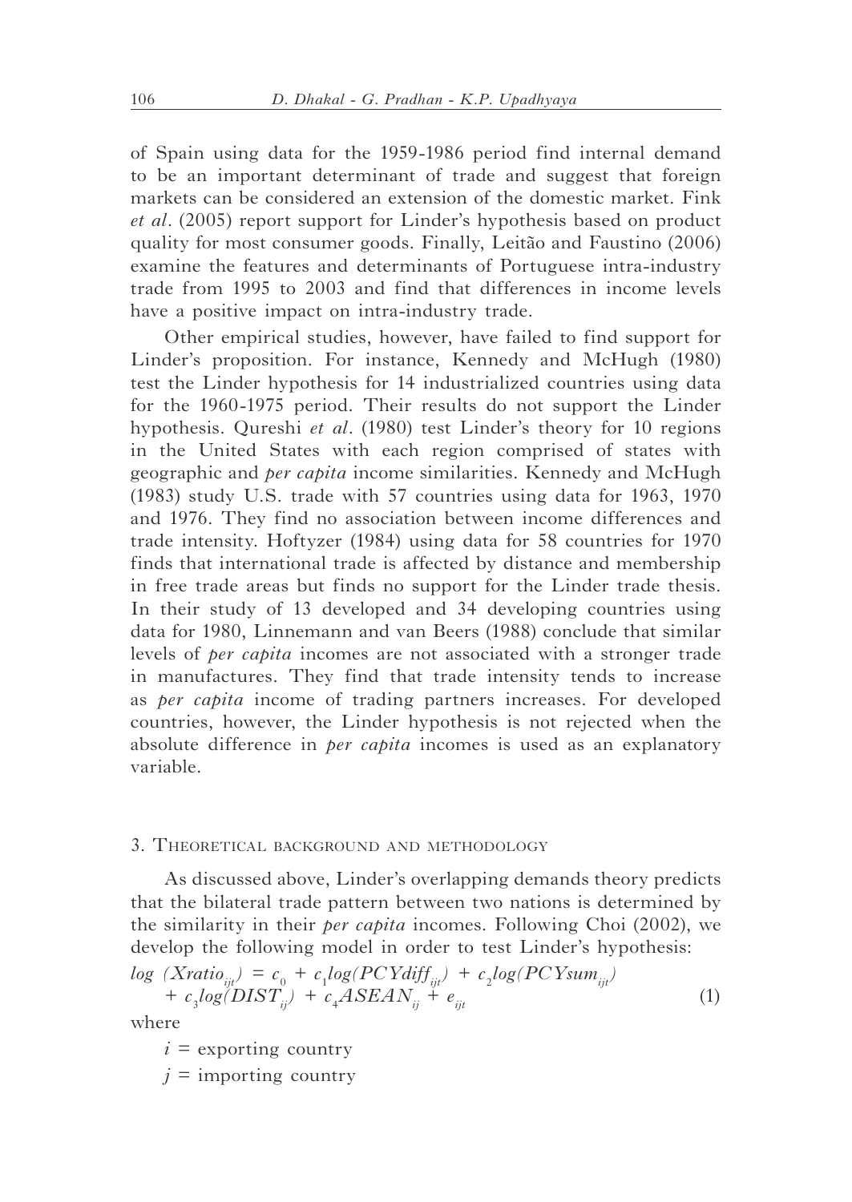of Spain using data for the 1959-1986 period find internal demand to be an important determinant of trade and suggest that foreign markets can be considered an extension of the domestic market. Fink *et al*. (2005) report support for Linder's hypothesis based on product quality for most consumer goods. Finally, Leitão and Faustino (2006) examine the features and determinants of Portuguese intra-industry trade from 1995 to 2003 and find that differences in income levels have a positive impact on intra-industry trade.

Other empirical studies, however, have failed to find support for Linder's proposition. For instance, Kennedy and McHugh (1980) test the Linder hypothesis for 14 industrialized countries using data for the 1960-1975 period. Their results do not support the Linder hypothesis. Qureshi *et al*. (1980) test Linder's theory for 10 regions in the United States with each region comprised of states with geographic and *per capita* income similarities. Kennedy and McHugh (1983) study U.S. trade with 57 countries using data for 1963, 1970 and 1976. They find no association between income differences and trade intensity. Hoftyzer (1984) using data for 58 countries for 1970 finds that international trade is affected by distance and membership in free trade areas but finds no support for the Linder trade thesis. In their study of 13 developed and 34 developing countries using data for 1980, Linnemann and van Beers (1988) conclude that similar levels of *per capita* incomes are not associated with a stronger trade in manufactures. They find that trade intensity tends to increase as *per capita* income of trading partners increases. For developed countries, however, the Linder hypothesis is not rejected when the absolute difference in *per capita* incomes is used as an explanatory variable.

## 3. Theoretical background and methodology

As discussed above, Linder's overlapping demands theory predicts that the bilateral trade pattern between two nations is determined by the similarity in their *per capita* incomes. Following Choi (2002), we develop the following model in order to test Linder's hypothesis:

$$
\begin{aligned}
log\ (Xratio_{ijt}) &= c_0 + c_1 log(PCYdiff_{ijt}) + c_2 log(PCYsum_{ijt}) \\
&\quad + c_3 log(DIST_{ij}) + c_4 ASEAN_{ij} + e_{ijt} \qquad (1)
\end{aligned}
$$

where

$i$ = exporting country

$j$ = importing country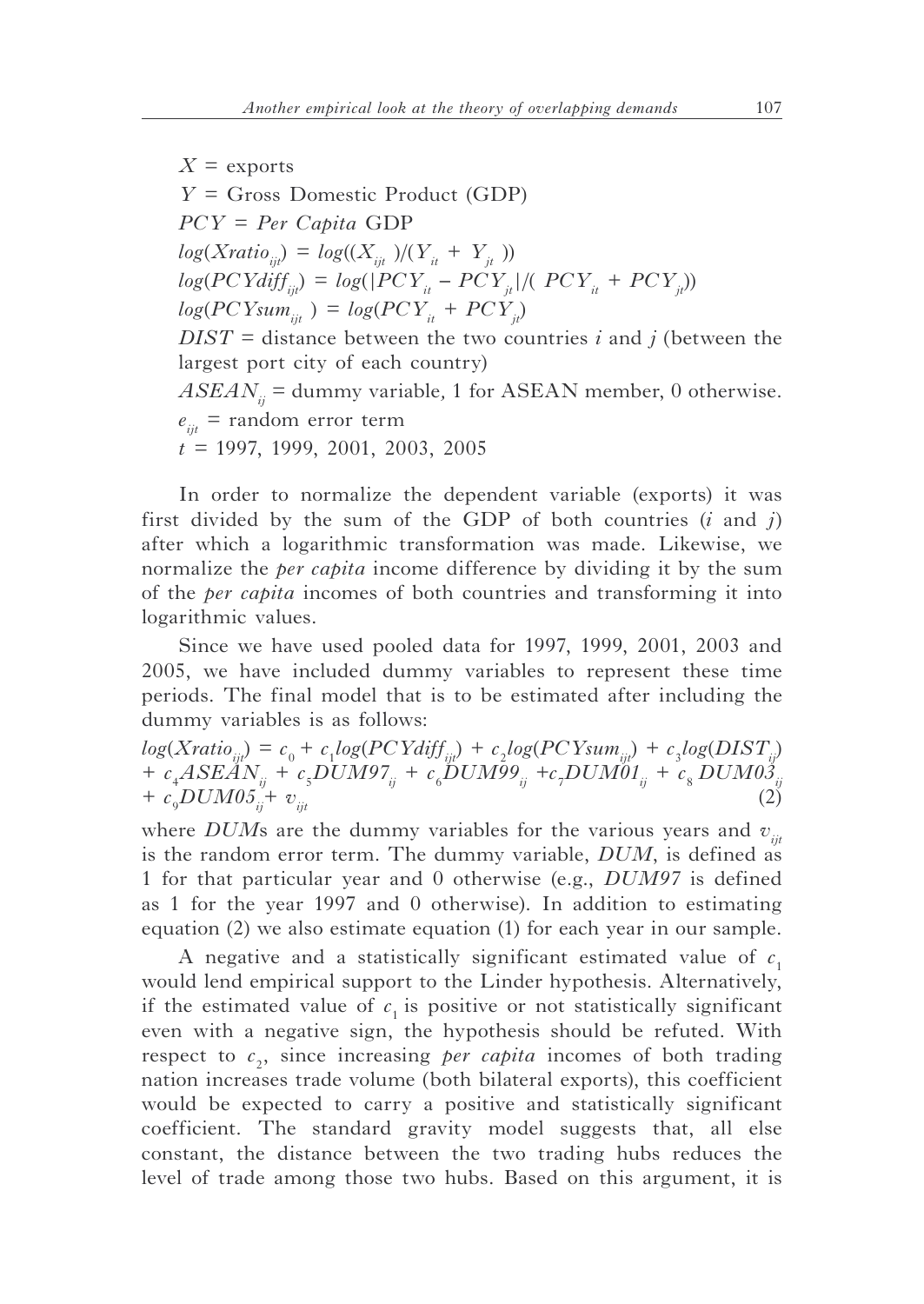$X$ = exports

$Y$ = Gross Domestic Product (GDP)

$PCY$ = *Per Capita* GDP

$log(Xratio_{ijt}) = log((X_{ijt})/(Y_{it} + Y_{jt}))$

$log(PCYdiff_{ijt}) = log(|PCY_{it} - PCY_{jt}|/(PCY_{it} + PCY_{jt}))$

$log(PCYsum_{ijt}) = log(PCY_{it} + PCY_{jt})$

$DIST$ = distance between the two countries $i$ and $j$ (between the largest port city of each country)

$ASEAN_{ij}$ = dummy variable, 1 for ASEAN member, 0 otherwise.

$e_{ijt}$ = random error term

$t$ = 1997, 1999, 2001, 2003, 2005

In order to normalize the dependent variable (exports) it was first divided by the sum of the GDP of both countries ($i$ and $j$) after which a logarithmic transformation was made. Likewise, we normalize the *per capita* income difference by dividing it by the sum of the *per capita* incomes of both countries and transforming it into logarithmic values.

Since we have used pooled data for 1997, 1999, 2001, 2003 and 2005, we have included dummy variables to represent these time periods. The final model that is to be estimated after including the dummy variables is as follows:

$$log(Xratio_{ijt}) = c_0 + c_1 log(PCYdiff_{ijt}) + c_2 log(PCYsum_{ijt}) + c_3 log(DIST_{ij}) + c_4 ASEAN_{ij} + c_5 DUM97_{ij} + c_6 DUM99_{ij} + c_7 DUM01_{ij} + c_8 DUM03_{ij} + c_9 DUM05_{ij} + v_{ijt} \quad (2)$$

where $DUM$s are the dummy variables for the various years and $v_{ijt}$ is the random error term. The dummy variable, $DUM$, is defined as 1 for that particular year and 0 otherwise (e.g., $DUM97$ is defined as 1 for the year 1997 and 0 otherwise). In addition to estimating equation (2) we also estimate equation (1) for each year in our sample.

A negative and a statistically significant estimated value of $c_1$ would lend empirical support to the Linder hypothesis. Alternatively, if the estimated value of $c_1$ is positive or not statistically significant even with a negative sign, the hypothesis should be refuted. With respect to $c_2$, since increasing *per capita* incomes of both trading nation increases trade volume (both bilateral exports), this coefficient would be expected to carry a positive and statistically significant coefficient. The standard gravity model suggests that, all else constant, the distance between the two trading hubs reduces the level of trade among those two hubs. Based on this argument, it is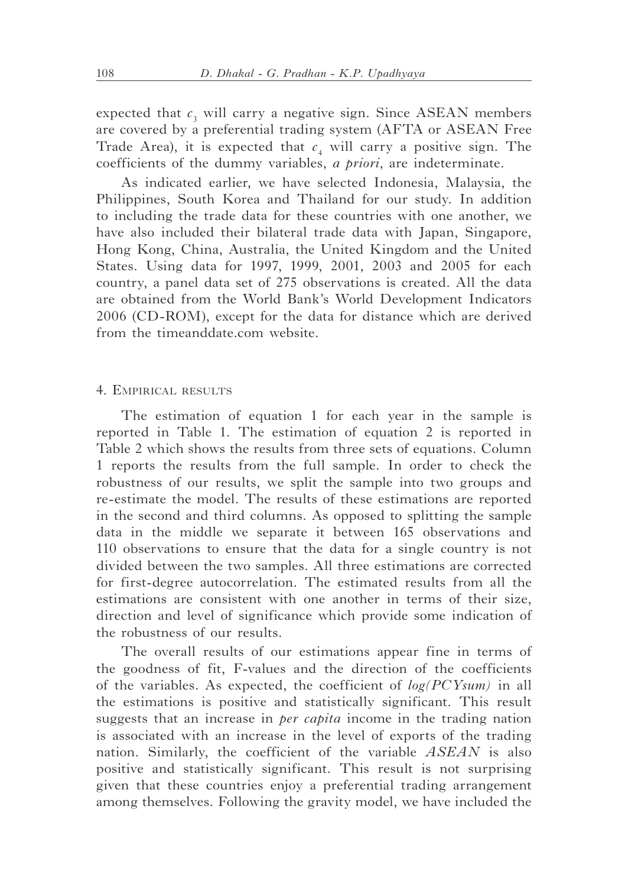expected that $c_3$ will carry a negative sign. Since ASEAN members are covered by a preferential trading system (AFTA or ASEAN Free Trade Area), it is expected that $c_4$ will carry a positive sign. The coefficients of the dummy variables, *a priori*, are indeterminate.

As indicated earlier, we have selected Indonesia, Malaysia, the Philippines, South Korea and Thailand for our study. In addition to including the trade data for these countries with one another, we have also included their bilateral trade data with Japan, Singapore, Hong Kong, China, Australia, the United Kingdom and the United States. Using data for 1997, 1999, 2001, 2003 and 2005 for each country, a panel data set of 275 observations is created. All the data are obtained from the World Bank's World Development Indicators 2006 (CD-ROM), except for the data for distance which are derived from the timeanddate.com website.

## 4. Empirical results

The estimation of equation 1 for each year in the sample is reported in Table 1. The estimation of equation 2 is reported in Table 2 which shows the results from three sets of equations. Column 1 reports the results from the full sample. In order to check the robustness of our results, we split the sample into two groups and re-estimate the model. The results of these estimations are reported in the second and third columns. As opposed to splitting the sample data in the middle we separate it between 165 observations and 110 observations to ensure that the data for a single country is not divided between the two samples. All three estimations are corrected for first-degree autocorrelation. The estimated results from all the estimations are consistent with one another in terms of their size, direction and level of significance which provide some indication of the robustness of our results.

The overall results of our estimations appear fine in terms of the goodness of fit, F-values and the direction of the coefficients of the variables. As expected, the coefficient of *log(PCYsum)* in all the estimations is positive and statistically significant. This result suggests that an increase in *per capita* income in the trading nation is associated with an increase in the level of exports of the trading nation. Similarly, the coefficient of the variable *ASEAN* is also positive and statistically significant. This result is not surprising given that these countries enjoy a preferential trading arrangement among themselves. Following the gravity model, we have included the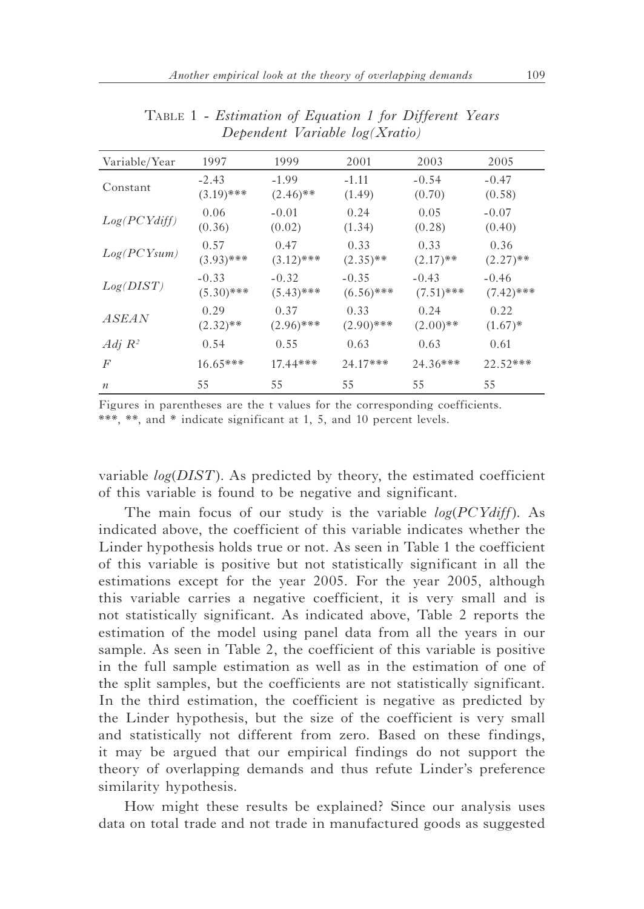Table 1 - *Estimation of Equation 1 for Different Years Dependent Variable log(Xratio)*

| Variable/Year | 1997 | 1999 | 2001 | 2003 | 2005 |
|---|---|---|---|---|---|
| Constant | -2.43<br>(3.19)*** | -1.99<br>(2.46)** | -1.11<br>(1.49) | -0.54<br>(0.70) | -0.47<br>(0.58) |
| *Log(PCYdiff)* | 0.06<br>(0.36) | -0.01<br>(0.02) | 0.24<br>(1.34) | 0.05<br>(0.28) | -0.07<br>(0.40) |
| *Log(PCYsum)* | 0.57<br>(3.93)*** | 0.47<br>(3.12)*** | 0.33<br>(2.35)** | 0.33<br>(2.17)** | 0.36<br>(2.27)** |
| *Log(DIST)* | -0.33<br>(5.30)*** | -0.32<br>(5.43)*** | -0.35<br>(6.56)*** | -0.43<br>(7.51)*** | -0.46<br>(7.42)*** |
| *ASEAN* | 0.29<br>(2.32)** | 0.37<br>(2.96)*** | 0.33<br>(2.90)*** | 0.24<br>(2.00)** | 0.22<br>(1.67)* |
| *Adj* $R^2$ | 0.54 | 0.55 | 0.63 | 0.63 | 0.61 |
| *F* | 16.65*** | 17.44*** | 24.17*** | 24.36*** | 22.52*** |
| *n* | 55 | 55 | 55 | 55 | 55 |

Figures in parentheses are the t values for the corresponding coefficients.
***, **, and * indicate significant at 1, 5, and 10 percent levels.

variable *log*(*DIST*). As predicted by theory, the estimated coefficient of this variable is found to be negative and significant.

The main focus of our study is the variable *log*(*PCYdiff*). As indicated above, the coefficient of this variable indicates whether the Linder hypothesis holds true or not. As seen in Table 1 the coefficient of this variable is positive but not statistically significant in all the estimations except for the year 2005. For the year 2005, although this variable carries a negative coefficient, it is very small and is not statistically significant. As indicated above, Table 2 reports the estimation of the model using panel data from all the years in our sample. As seen in Table 2, the coefficient of this variable is positive in the full sample estimation as well as in the estimation of one of the split samples, but the coefficients are not statistically significant. In the third estimation, the coefficient is negative as predicted by the Linder hypothesis, but the size of the coefficient is very small and statistically not different from zero. Based on these findings, it may be argued that our empirical findings do not support the theory of overlapping demands and thus refute Linder's preference similarity hypothesis.

How might these results be explained? Since our analysis uses data on total trade and not trade in manufactured goods as suggested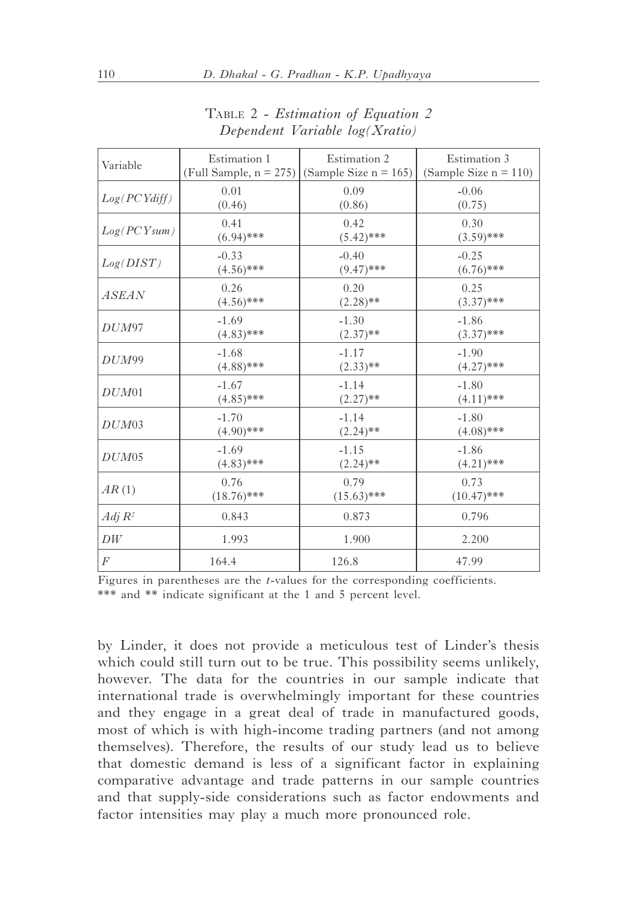TABLE 2 - *Estimation of Equation 2*
*Dependent Variable log(Xratio)*

| Variable | Estimation 1 (Full Sample, n = 275) | Estimation 2 (Sample Size n = 165) | Estimation 3 (Sample Size n = 110) |
|---|---|---|---|
| *Log(PCYdiff)* | 0.01<br>(0.46) | 0.09<br>(0.86) | -0.06<br>(0.75) |
| *Log(PCYsum)* | 0.41<br>(6.94)*** | 0.42<br>(5.42)*** | 0.30<br>(3.59)*** |
| *Log(DIST)* | -0.33<br>(4.56)*** | -0.40<br>(9.47)*** | -0.25<br>(6.76)*** |
| *ASEAN* | 0.26<br>(4.56)*** | 0.20<br>(2.28)** | 0.25<br>(3.37)*** |
| *DUM*97 | -1.69<br>(4.83)*** | -1.30<br>(2.37)** | -1.86<br>(3.37)*** |
| *DUM*99 | -1.68<br>(4.88)*** | -1.17<br>(2.33)** | -1.90<br>(4.27)*** |
| *DUM*01 | -1.67<br>(4.85)*** | -1.14<br>(2.27)** | -1.80<br>(4.11)*** |
| *DUM*03 | -1.70<br>(4.90)*** | -1.14<br>(2.24)** | -1.80<br>(4.08)*** |
| *DUM*05 | -1.69<br>(4.83)*** | -1.15<br>(2.24)** | -1.86<br>(4.21)*** |
| *AR*(1) | 0.76<br>(18.76)*** | 0.79<br>(15.63)*** | 0.73<br>(10.47)*** |
| Adj $R^2$ | 0.843 | 0.873 | 0.796 |
| *DW* | 1.993 | 1.900 | 2.200 |
| *F* | 164.4 | 126.8 | 47.99 |

Figures in parentheses are the *t*-values for the corresponding coefficients.
*** and ** indicate significant at the 1 and 5 percent level.

by Linder, it does not provide a meticulous test of Linder's thesis which could still turn out to be true. This possibility seems unlikely, however. The data for the countries in our sample indicate that international trade is overwhelmingly important for these countries and they engage in a great deal of trade in manufactured goods, most of which is with high-income trading partners (and not among themselves). Therefore, the results of our study lead us to believe that domestic demand is less of a significant factor in explaining comparative advantage and trade patterns in our sample countries and that supply-side considerations such as factor endowments and factor intensities may play a much more pronounced role.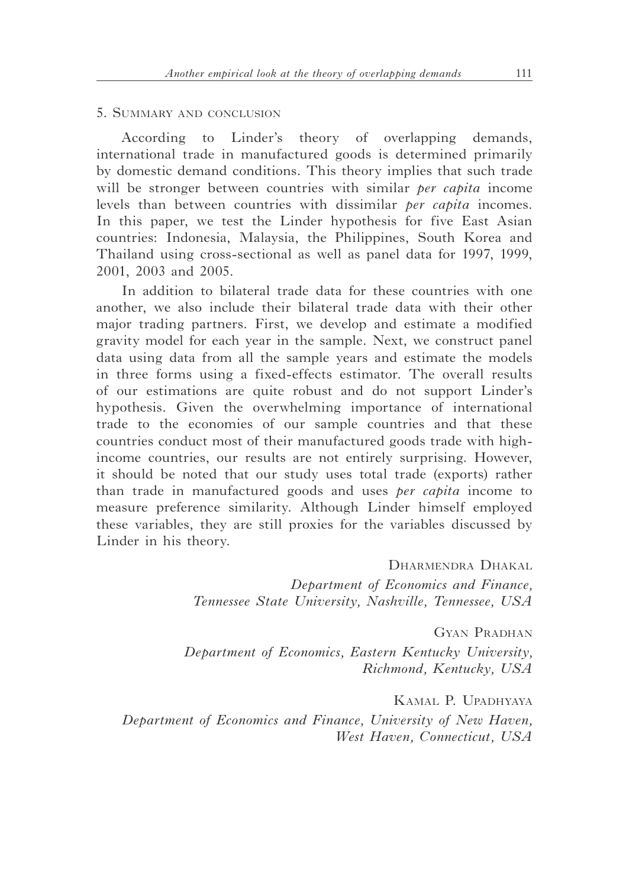## 5. Summary and conclusion

According to Linder's theory of overlapping demands, international trade in manufactured goods is determined primarily by domestic demand conditions. This theory implies that such trade will be stronger between countries with similar *per capita* income levels than between countries with dissimilar *per capita* incomes. In this paper, we test the Linder hypothesis for five East Asian countries: Indonesia, Malaysia, the Philippines, South Korea and Thailand using cross-sectional as well as panel data for 1997, 1999, 2001, 2003 and 2005.

In addition to bilateral trade data for these countries with one another, we also include their bilateral trade data with their other major trading partners. First, we develop and estimate a modified gravity model for each year in the sample. Next, we construct panel data using data from all the sample years and estimate the models in three forms using a fixed-effects estimator. The overall results of our estimations are quite robust and do not support Linder's hypothesis. Given the overwhelming importance of international trade to the economies of our sample countries and that these countries conduct most of their manufactured goods trade with high-income countries, our results are not entirely surprising. However, it should be noted that our study uses total trade (exports) rather than trade in manufactured goods and uses *per capita* income to measure preference similarity. Although Linder himself employed these variables, they are still proxies for the variables discussed by Linder in his theory.

Dharmendra Dhakal
*Department of Economics and Finance, Tennessee State University, Nashville, Tennessee, USA*

Gyan Pradhan
*Department of Economics, Eastern Kentucky University, Richmond, Kentucky, USA*

Kamal P. Upadhyaya
*Department of Economics and Finance, University of New Haven, West Haven, Connecticut, USA*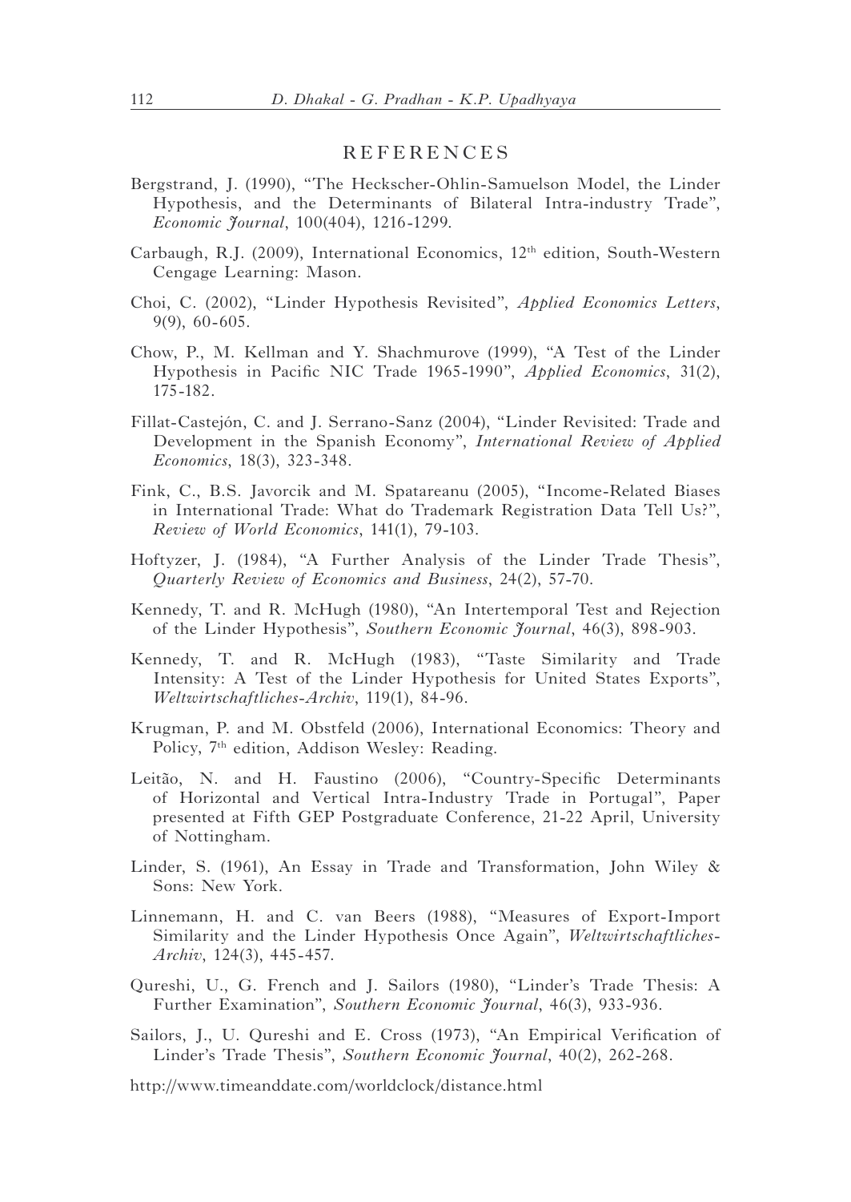## REFERENCES

Bergstrand, J. (1990), "The Heckscher-Ohlin-Samuelson Model, the Linder Hypothesis, and the Determinants of Bilateral Intra-industry Trade", *Economic Journal*, 100(404), 1216-1299.

Carbaugh, R.J. (2009), International Economics, 12th edition, South-Western Cengage Learning: Mason.

Choi, C. (2002), "Linder Hypothesis Revisited", *Applied Economics Letters*, 9(9), 60-605.

Chow, P., M. Kellman and Y. Shachmurove (1999), "A Test of the Linder Hypothesis in Pacific NIC Trade 1965-1990", *Applied Economics*, 31(2), 175-182.

Fillat-Castejón, C. and J. Serrano-Sanz (2004), "Linder Revisited: Trade and Development in the Spanish Economy", *International Review of Applied Economics*, 18(3), 323-348.

Fink, C., B.S. Javorcik and M. Spatareanu (2005), "Income-Related Biases in International Trade: What do Trademark Registration Data Tell Us?", *Review of World Economics*, 141(1), 79-103.

Hoftyzer, J. (1984), "A Further Analysis of the Linder Trade Thesis", *Quarterly Review of Economics and Business*, 24(2), 57-70.

Kennedy, T. and R. McHugh (1980), "An Intertemporal Test and Rejection of the Linder Hypothesis", *Southern Economic Journal*, 46(3), 898-903.

Kennedy, T. and R. McHugh (1983), "Taste Similarity and Trade Intensity: A Test of the Linder Hypothesis for United States Exports", *Weltwirtschaftliches-Archiv*, 119(1), 84-96.

Krugman, P. and M. Obstfeld (2006), International Economics: Theory and Policy, 7th edition, Addison Wesley: Reading.

Leitão, N. and H. Faustino (2006), "Country-Specific Determinants of Horizontal and Vertical Intra-Industry Trade in Portugal", Paper presented at Fifth GEP Postgraduate Conference, 21-22 April, University of Nottingham.

Linder, S. (1961), An Essay in Trade and Transformation, John Wiley & Sons: New York.

Linnemann, H. and C. van Beers (1988), "Measures of Export-Import Similarity and the Linder Hypothesis Once Again", *Weltwirtschaftliches-Archiv*, 124(3), 445-457.

Qureshi, U., G. French and J. Sailors (1980), "Linder's Trade Thesis: A Further Examination", *Southern Economic Journal*, 46(3), 933-936.

Sailors, J., U. Qureshi and E. Cross (1973), "An Empirical Verification of Linder's Trade Thesis", *Southern Economic Journal*, 40(2), 262-268.

http://www.timeanddate.com/worldclock/distance.html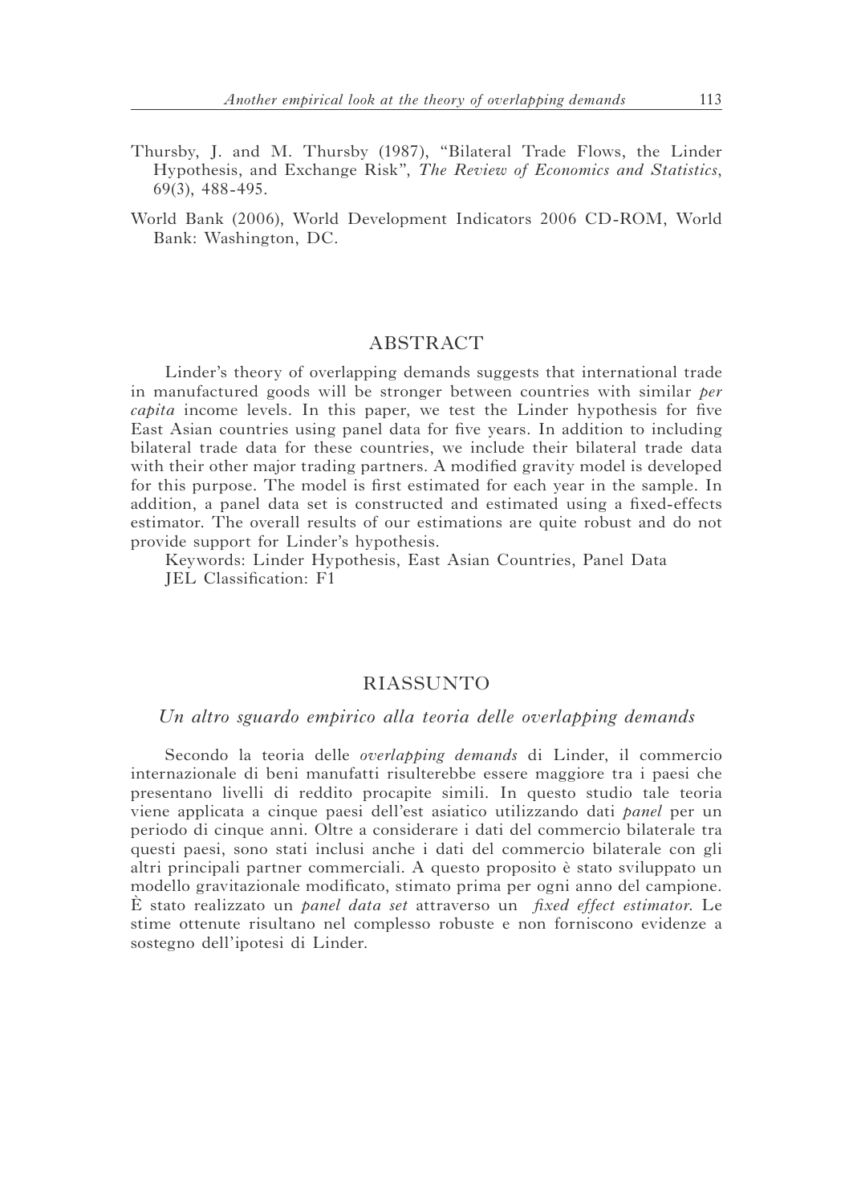Thursby, J. and M. Thursby (1987), "Bilateral Trade Flows, the Linder Hypothesis, and Exchange Risk", *The Review of Economics and Statistics*, 69(3), 488-495.

World Bank (2006), World Development Indicators 2006 CD-ROM, World Bank: Washington, DC.

## ABSTRACT

Linder's theory of overlapping demands suggests that international trade in manufactured goods will be stronger between countries with similar *per capita* income levels. In this paper, we test the Linder hypothesis for five East Asian countries using panel data for five years. In addition to including bilateral trade data for these countries, we include their bilateral trade data with their other major trading partners. A modified gravity model is developed for this purpose. The model is first estimated for each year in the sample. In addition, a panel data set is constructed and estimated using a fixed-effects estimator. The overall results of our estimations are quite robust and do not provide support for Linder's hypothesis.

Keywords: Linder Hypothesis, East Asian Countries, Panel Data

JEL Classification: F1

## RIASSUNTO

### *Un altro sguardo empirico alla teoria delle overlapping demands*

Secondo la teoria delle *overlapping demands* di Linder, il commercio internazionale di beni manufatti risulterebbe essere maggiore tra i paesi che presentano livelli di reddito procapite simili. In questo studio tale teoria viene applicata a cinque paesi dell'est asiatico utilizzando dati *panel* per un periodo di cinque anni. Oltre a considerare i dati del commercio bilaterale tra questi paesi, sono stati inclusi anche i dati del commercio bilaterale con gli altri principali partner commerciali. A questo proposito è stato sviluppato un modello gravitazionale modificato, stimato prima per ogni anno del campione. È stato realizzato un *panel data set* attraverso un *fixed effect estimator*. Le stime ottenute risultano nel complesso robuste e non forniscono evidenze a sostegno dell'ipotesi di Linder.